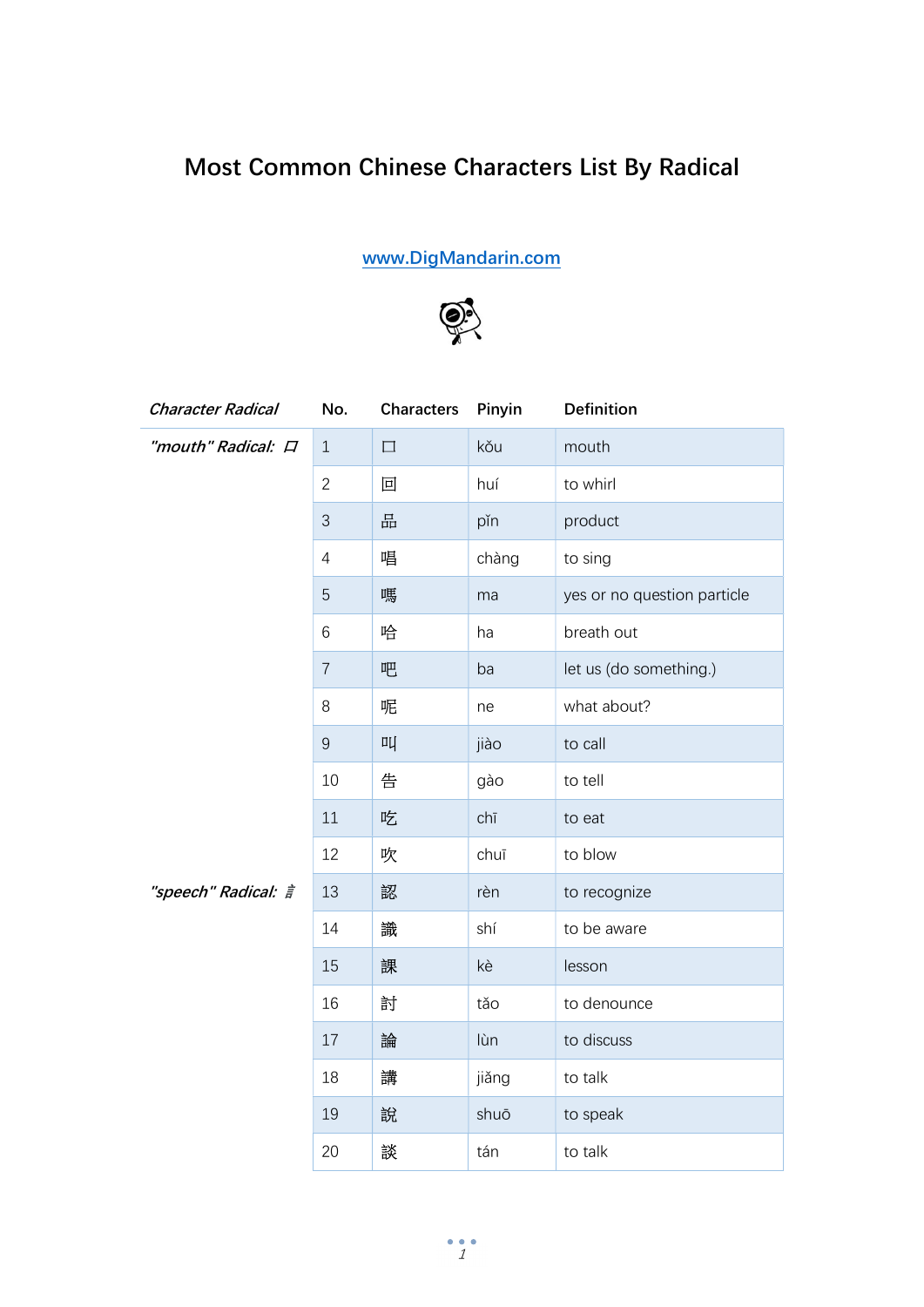# Most Common Chinese Characters List By Radical

www.DigMandarin.com

| *Character Radical* | No. | Characters | Pinyin | Definition |
|---|---|---|---|---|
| *"mouth" Radical: 口* | 1 | 口 | kǒu | mouth |
| | 2 | 回 | huí | to whirl |
| | 3 | 品 | pǐn | product |
| | 4 | 唱 | chàng | to sing |
| | 5 | 嗎 | ma | yes or no question particle |
| | 6 | 哈 | ha | breath out |
| | 7 | 吧 | ba | let us (do something.) |
| | 8 | 呢 | ne | what about? |
| | 9 | 叫 | jiào | to call |
| | 10 | 告 | gào | to tell |
| | 11 | 吃 | chī | to eat |
| | 12 | 吹 | chuī | to blow |
| *"speech" Radical: 訁* | 13 | 認 | rèn | to recognize |
| | 14 | 識 | shí | to be aware |
| | 15 | 課 | kè | lesson |
| | 16 | 討 | tǎo | to denounce |
| | 17 | 論 | lùn | to discuss |
| | 18 | 講 | jiǎng | to talk |
| | 19 | 說 | shuō | to speak |
| | 20 | 談 | tán | to talk |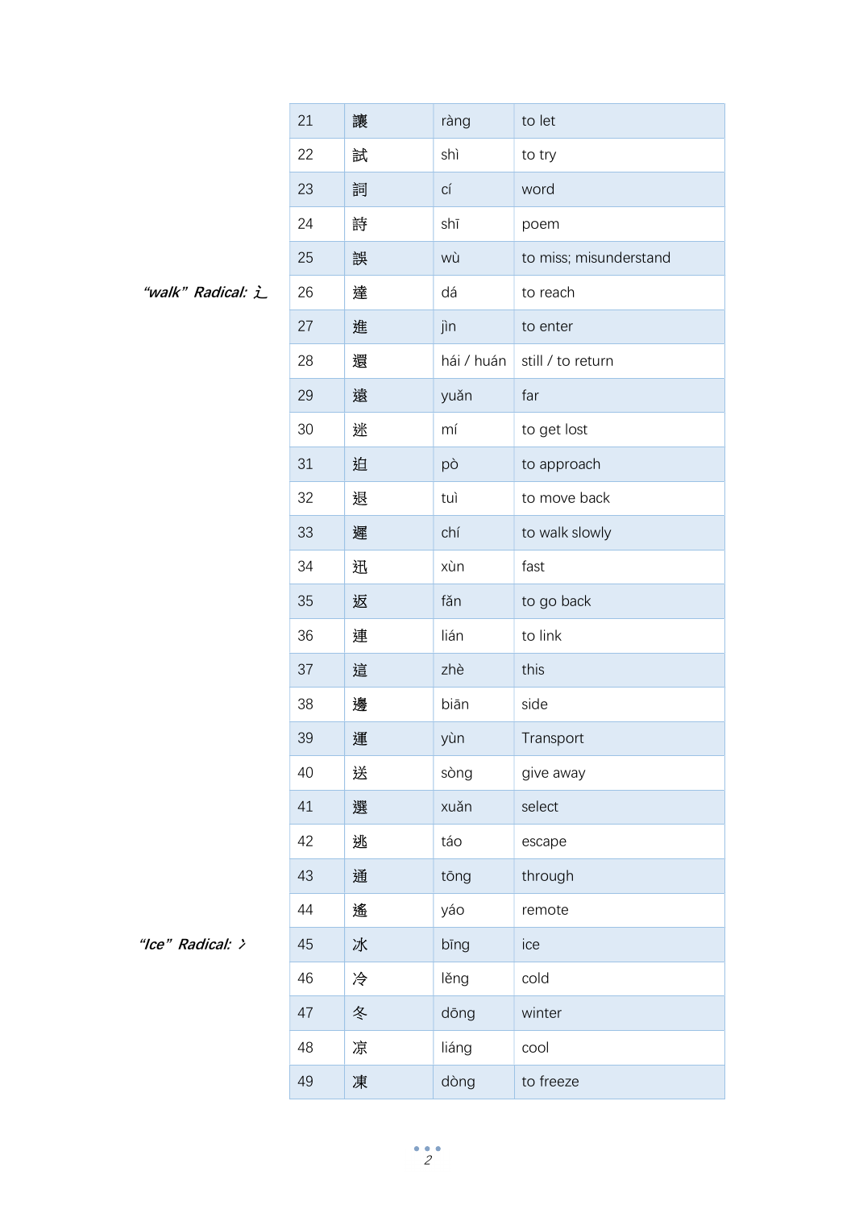| | | | | |
|---|---|---|---|---|
| | 21 | 讓 | ràng | to let |
| | 22 | 試 | shì | to try |
| | 23 | 詞 | cí | word |
| | 24 | 詩 | shī | poem |
| | 25 | 誤 | wù | to miss; misunderstand |
| *“walk” Radical: 辶* | 26 | 達 | dá | to reach |
| | 27 | 進 | jìn | to enter |
| | 28 | 還 | hái / huán | still / to return |
| | 29 | 遠 | yuǎn | far |
| | 30 | 迷 | mí | to get lost |
| | 31 | 迫 | pò | to approach |
| | 32 | 退 | tuì | to move back |
| | 33 | 遲 | chí | to walk slowly |
| | 34 | 迅 | xùn | fast |
| | 35 | 返 | fǎn | to go back |
| | 36 | 連 | lián | to link |
| | 37 | 這 | zhè | this |
| | 38 | 邊 | biān | side |
| | 39 | 運 | yùn | Transport |
| | 40 | 送 | sòng | give away |
| | 41 | 選 | xuǎn | select |
| | 42 | 逃 | táo | escape |
| | 43 | 通 | tōng | through |
| | 44 | 遙 | yáo | remote |
| *“Ice” Radical: 冫* | 45 | 冰 | bīng | ice |
| | 46 | 冷 | lěng | cold |
| | 47 | 冬 | dōng | winter |
| | 48 | 凉 | liáng | cool |
| | 49 | 凍 | dòng | to freeze |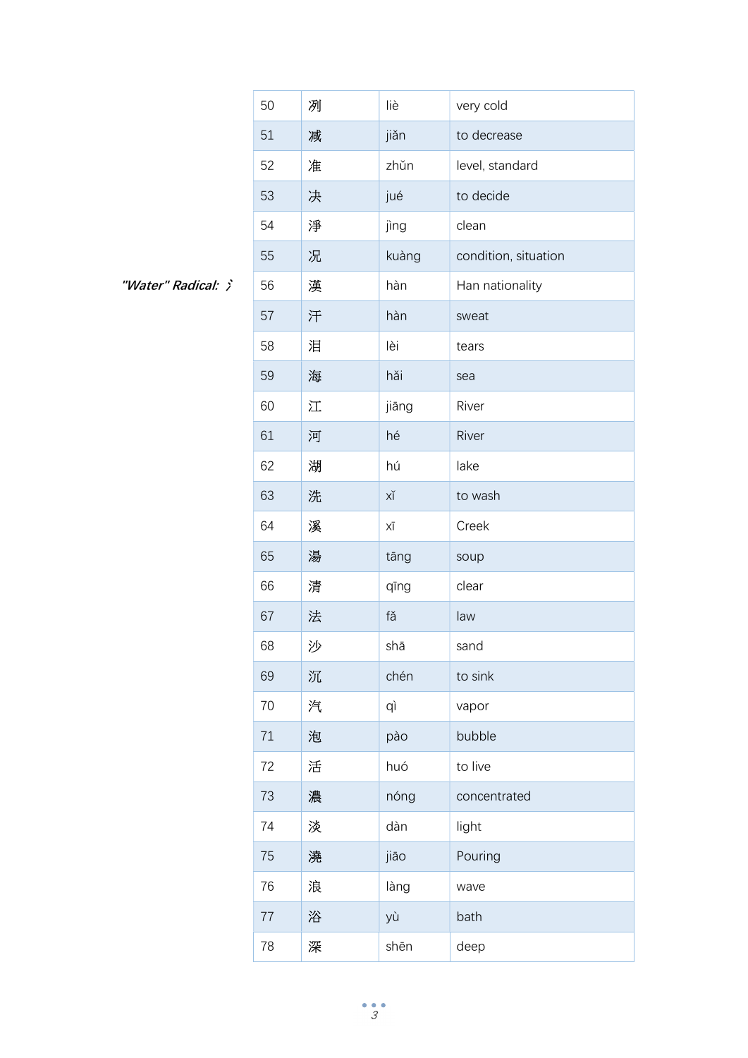"Water" Radical: 氵

| 50 | 冽 | liè | very cold |
|---|---|---|---|
| 51 | 减 | jiǎn | to decrease |
| 52 | 准 | zhǔn | level, standard |
| 53 | 决 | jué | to decide |
| 54 | 淨 | jìng | clean |
| 55 | 况 | kuàng | condition, situation |
| 56 | 漢 | hàn | Han nationality |
| 57 | 汗 | hàn | sweat |
| 58 | 泪 | lèi | tears |
| 59 | 海 | hǎi | sea |
| 60 | 江 | jiāng | River |
| 61 | 河 | hé | River |
| 62 | 湖 | hú | lake |
| 63 | 洗 | xǐ | to wash |
| 64 | 溪 | xī | Creek |
| 65 | 湯 | tāng | soup |
| 66 | 清 | qīng | clear |
| 67 | 法 | fǎ | law |
| 68 | 沙 | shā | sand |
| 69 | 沉 | chén | to sink |
| 70 | 汽 | qì | vapor |
| 71 | 泡 | pào | bubble |
| 72 | 活 | huó | to live |
| 73 | 濃 | nóng | concentrated |
| 74 | 淡 | dàn | light |
| 75 | 澆 | jiāo | Pouring |
| 76 | 浪 | làng | wave |
| 77 | 浴 | yù | bath |
| 78 | 深 | shēn | deep |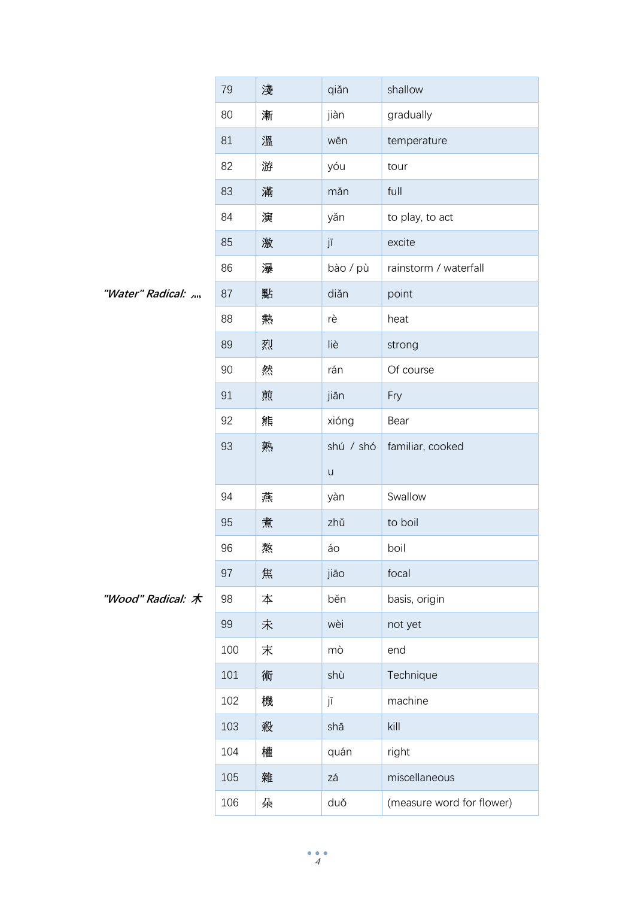*"Water" Radical: 灬*

| | | | |
|---|---|---|---|
| 79 | 淺 | qiǎn | shallow |
| 80 | 漸 | jiàn | gradually |
| 81 | 溫 | wēn | temperature |
| 82 | 游 | yóu | tour |
| 83 | 滿 | mǎn | full |
| 84 | 演 | yǎn | to play, to act |
| 85 | 激 | jī | excite |
| 86 | 瀑 | bào / pù | rainstorm / waterfall |
| 87 | 點 | diǎn | point |
| 88 | 熱 | rè | heat |
| 89 | 烈 | liè | strong |
| 90 | 然 | rán | Of course |
| 91 | 煎 | jiān | Fry |
| 92 | 熊 | xióng | Bear |
| 93 | 熟 | shú / shóu | familiar, cooked |
| 94 | 燕 | yàn | Swallow |
| 95 | 煮 | zhǔ | to boil |
| 96 | 熬 | áo | boil |
| 97 | 焦 | jiāo | focal |

*"Wood" Radical: 木*

| | | | |
|---|---|---|---|
| 98 | 本 | běn | basis, origin |
| 99 | 未 | wèi | not yet |
| 100 | 末 | mò | end |
| 101 | 術 | shù | Technique |
| 102 | 機 | jī | machine |
| 103 | 殺 | shā | kill |
| 104 | 權 | quán | right |
| 105 | 雜 | zá | miscellaneous |
| 106 | 朵 | duǒ | (measure word for flower) |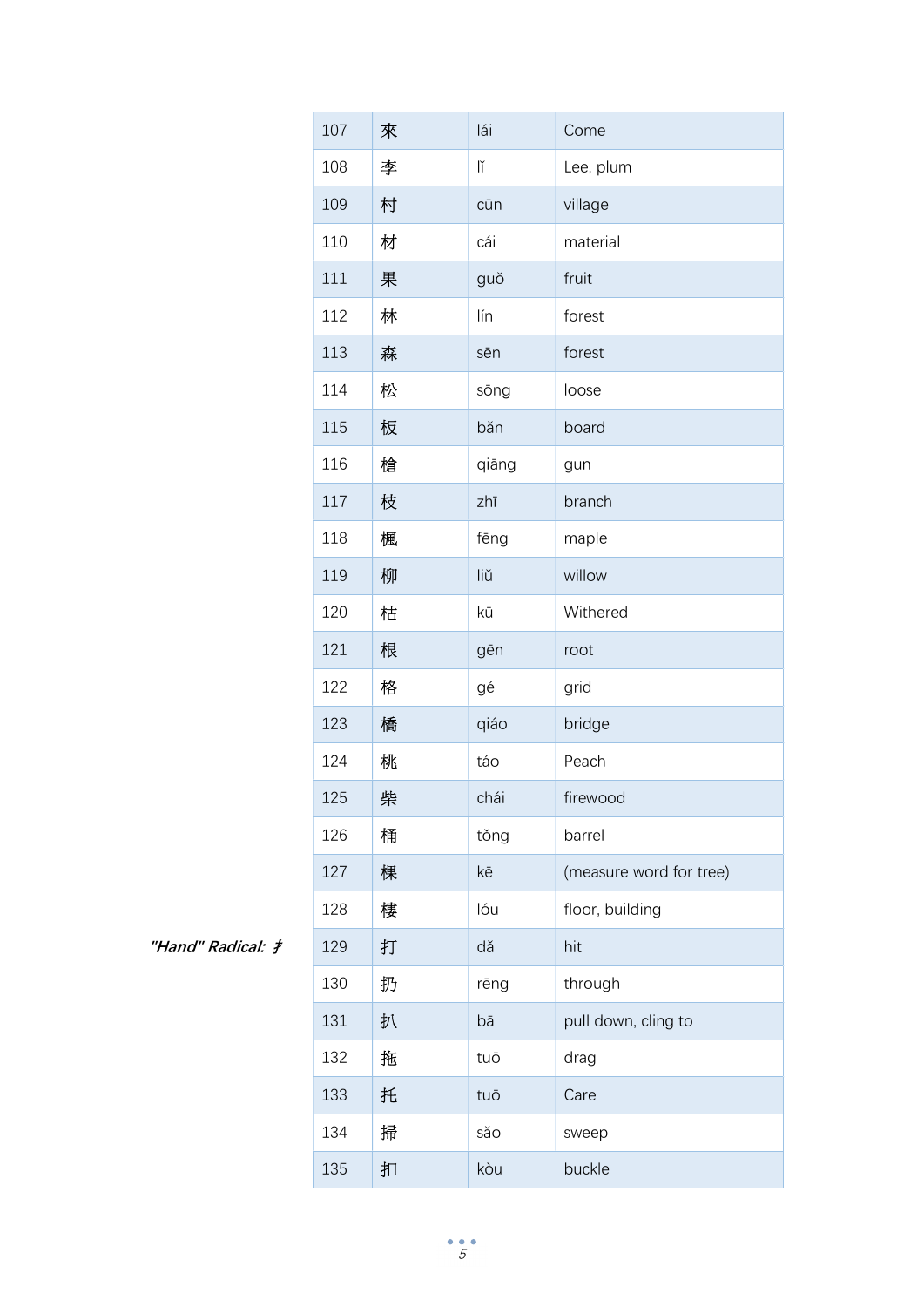| 107 | 來 | lái | Come |
|---|---|---|---|
| 108 | 李 | lǐ | Lee, plum |
| 109 | 村 | cūn | village |
| 110 | 材 | cái | material |
| 111 | 果 | guǒ | fruit |
| 112 | 林 | lín | forest |
| 113 | 森 | sēn | forest |
| 114 | 松 | sōng | loose |
| 115 | 板 | bǎn | board |
| 116 | 槍 | qiāng | gun |
| 117 | 枝 | zhī | branch |
| 118 | 楓 | fēng | maple |
| 119 | 柳 | liǔ | willow |
| 120 | 枯 | kū | Withered |
| 121 | 根 | gēn | root |
| 122 | 格 | gé | grid |
| 123 | 橋 | qiáo | bridge |
| 124 | 桃 | táo | Peach |
| 125 | 柴 | chái | firewood |
| 126 | 桶 | tǒng | barrel |
| 127 | 棵 | kē | (measure word for tree) |
| 128 | 樓 | lóu | floor, building |

*"Hand" Radical: 扌*

| 129 | 打 | dǎ | hit |
|---|---|---|---|
| 130 | 扔 | rēng | through |
| 131 | 扒 | bā | pull down, cling to |
| 132 | 拖 | tuō | drag |
| 133 | 托 | tuō | Care |
| 134 | 掃 | sǎo | sweep |
| 135 | 扣 | kòu | buckle |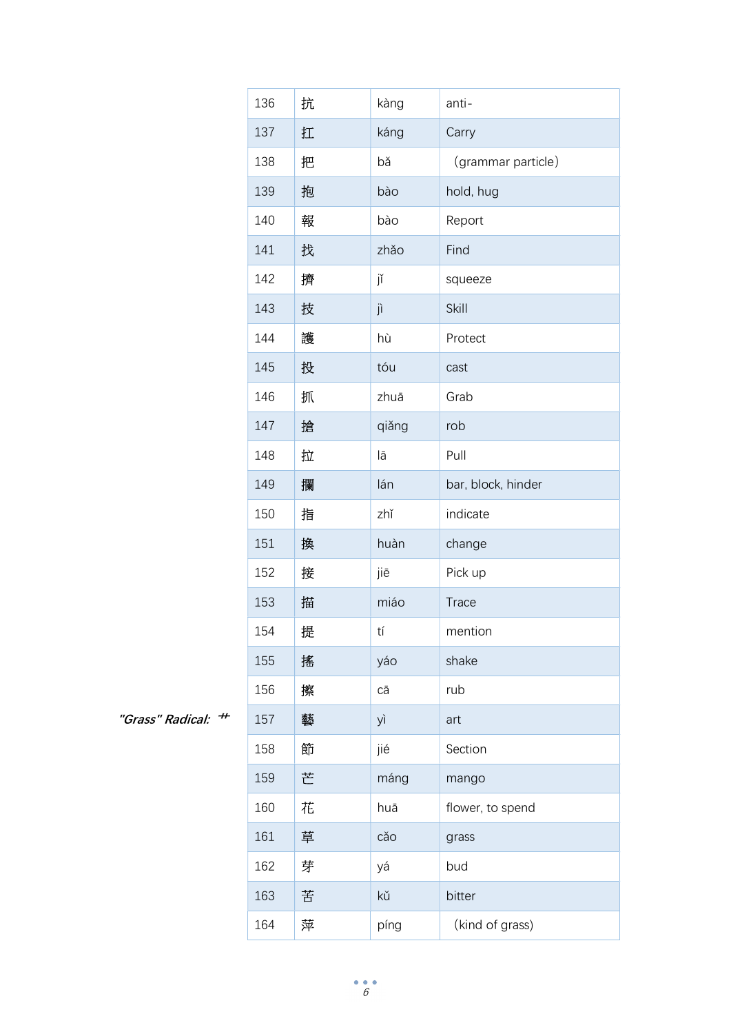| | | | | |
|---|---|---|---|---|
| | 136 | 抗 | kàng | anti- |
| | 137 | 扛 | káng | Carry |
| | 138 | 把 | bǎ | (grammar particle) |
| | 139 | 抱 | bào | hold, hug |
| | 140 | 報 | bào | Report |
| | 141 | 找 | zhǎo | Find |
| | 142 | 擠 | jǐ | squeeze |
| | 143 | 技 | jì | Skill |
| | 144 | 護 | hù | Protect |
| | 145 | 投 | tóu | cast |
| | 146 | 抓 | zhuā | Grab |
| | 147 | 搶 | qiǎng | rob |
| | 148 | 拉 | lā | Pull |
| | 149 | 攔 | lán | bar, block, hinder |
| | 150 | 指 | zhǐ | indicate |
| | 151 | 換 | huàn | change |
| | 152 | 接 | jiē | Pick up |
| | 153 | 描 | miáo | Trace |
| | 154 | 提 | tí | mention |
| | 155 | 搖 | yáo | shake |
| | 156 | 擦 | cā | rub |
| *"Grass" Radical: 艹* | 157 | 藝 | yì | art |
| | 158 | 節 | jié | Section |
| | 159 | 芒 | máng | mango |
| | 160 | 花 | huā | flower, to spend |
| | 161 | 草 | cǎo | grass |
| | 162 | 芽 | yá | bud |
| | 163 | 苦 | kǔ | bitter |
| | 164 | 萍 | píng | (kind of grass) |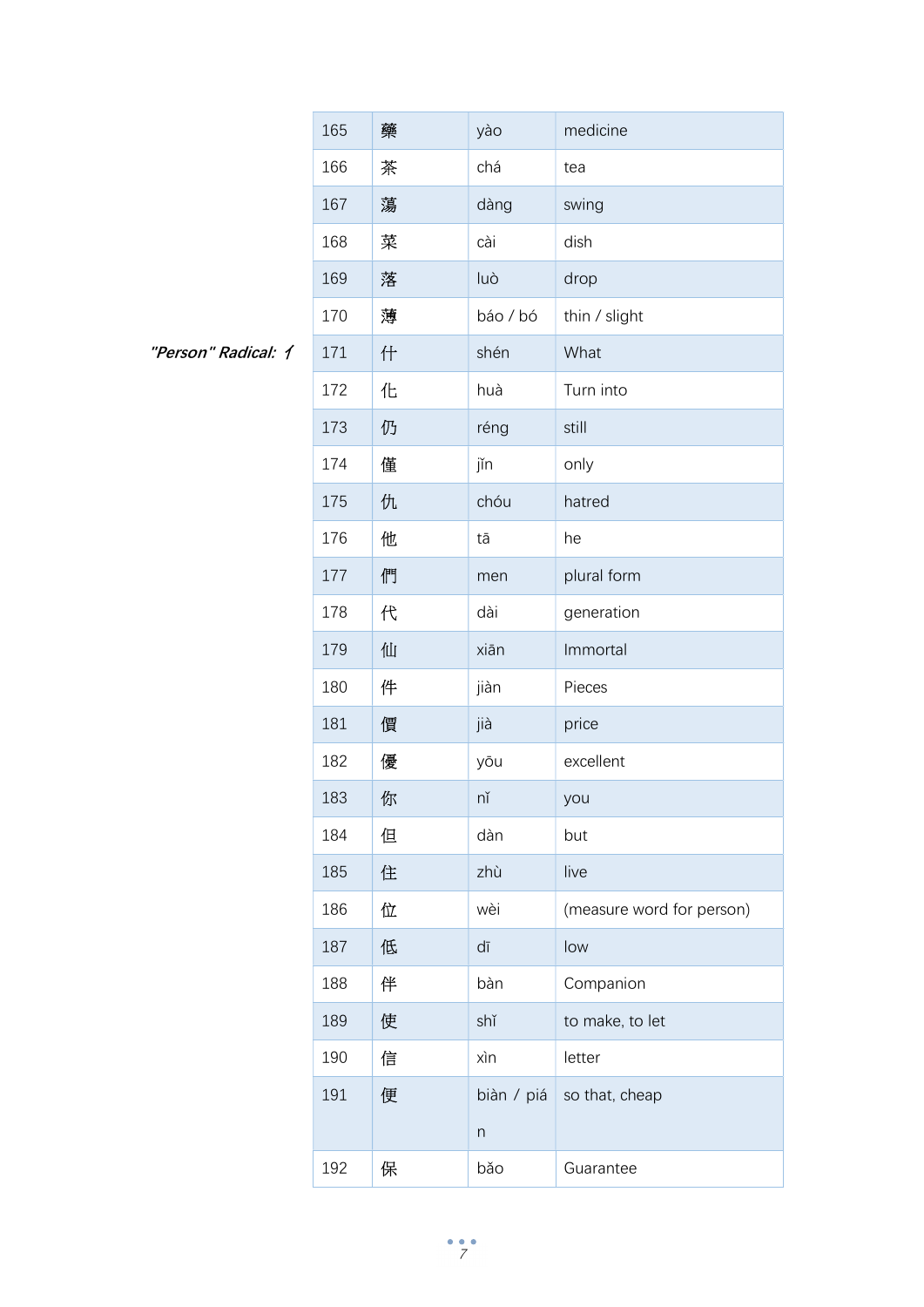| 165 | 藥 | yào | medicine |
|---|---|---|---|
| 166 | 茶 | chá | tea |
| 167 | 蕩 | dàng | swing |
| 168 | 菜 | cài | dish |
| 169 | 落 | luò | drop |
| 170 | 薄 | báo / bó | thin / slight |
| 171 | 什 | shén | What |
| 172 | 化 | huà | Turn into |
| 173 | 仍 | réng | still |
| 174 | 僅 | jǐn | only |
| 175 | 仇 | chóu | hatred |
| 176 | 他 | tā | he |
| 177 | 們 | men | plural form |
| 178 | 代 | dài | generation |
| 179 | 仙 | xiān | Immortal |
| 180 | 件 | jiàn | Pieces |
| 181 | 價 | jià | price |
| 182 | 優 | yōu | excellent |
| 183 | 你 | nǐ | you |
| 184 | 但 | dàn | but |
| 185 | 住 | zhù | live |
| 186 | 位 | wèi | (measure word for person) |
| 187 | 低 | dī | low |
| 188 | 伴 | bàn | Companion |
| 189 | 使 | shǐ | to make, to let |
| 190 | 信 | xìn | letter |
| 191 | 便 | biàn / pián | so that, cheap |
| 192 | 保 | bǎo | Guarantee |

*"Person" Radical: 亻* (begins at 171)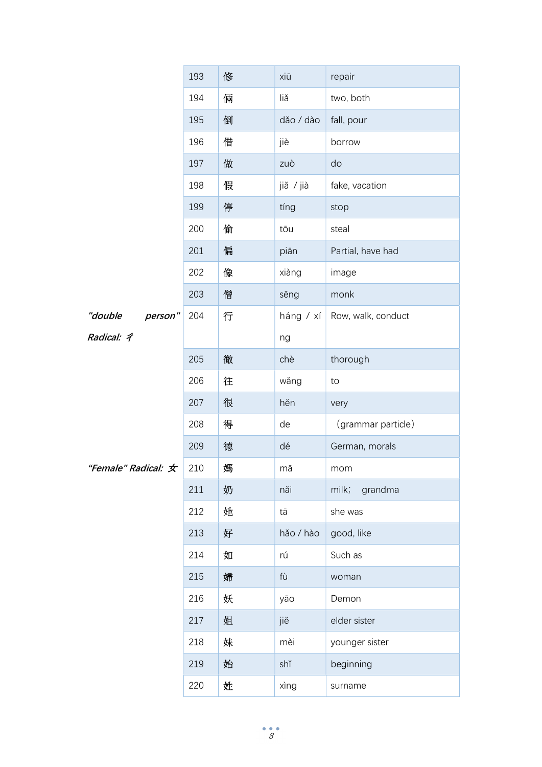| | | | | |
|---|---|---|---|---|
| | 193 | 修 | xiū | repair |
| | 194 | 倆 | liǎ | two, both |
| | 195 | 倒 | dǎo / dào | fall, pour |
| | 196 | 借 | jiè | borrow |
| | 197 | 做 | zuò | do |
| | 198 | 假 | jiǎ / jià | fake, vacation |
| | 199 | 停 | tíng | stop |
| | 200 | 偷 | tōu | steal |
| | 201 | 偏 | piān | Partial, have had |
| | 202 | 像 | xiàng | image |
| | 203 | 僧 | sēng | monk |
| *"double person" Radical: 彳* | 204 | 行 | háng / xíng | Row, walk, conduct |
| | 205 | 徹 | chè | thorough |
| | 206 | 往 | wǎng | to |
| | 207 | 很 | hěn | very |
| | 208 | 得 | de | （grammar particle） |
| | 209 | 德 | dé | German, morals |
| *"Female" Radical: 女* | 210 | 媽 | mā | mom |
| | 211 | 奶 | nǎi | milk; grandma |
| | 212 | 她 | tā | she was |
| | 213 | 好 | hǎo / hào | good, like |
| | 214 | 如 | rú | Such as |
| | 215 | 婦 | fù | woman |
| | 216 | 妖 | yāo | Demon |
| | 217 | 姐 | jiě | elder sister |
| | 218 | 妹 | mèi | younger sister |
| | 219 | 始 | shǐ | beginning |
| | 220 | 姓 | xìng | surname |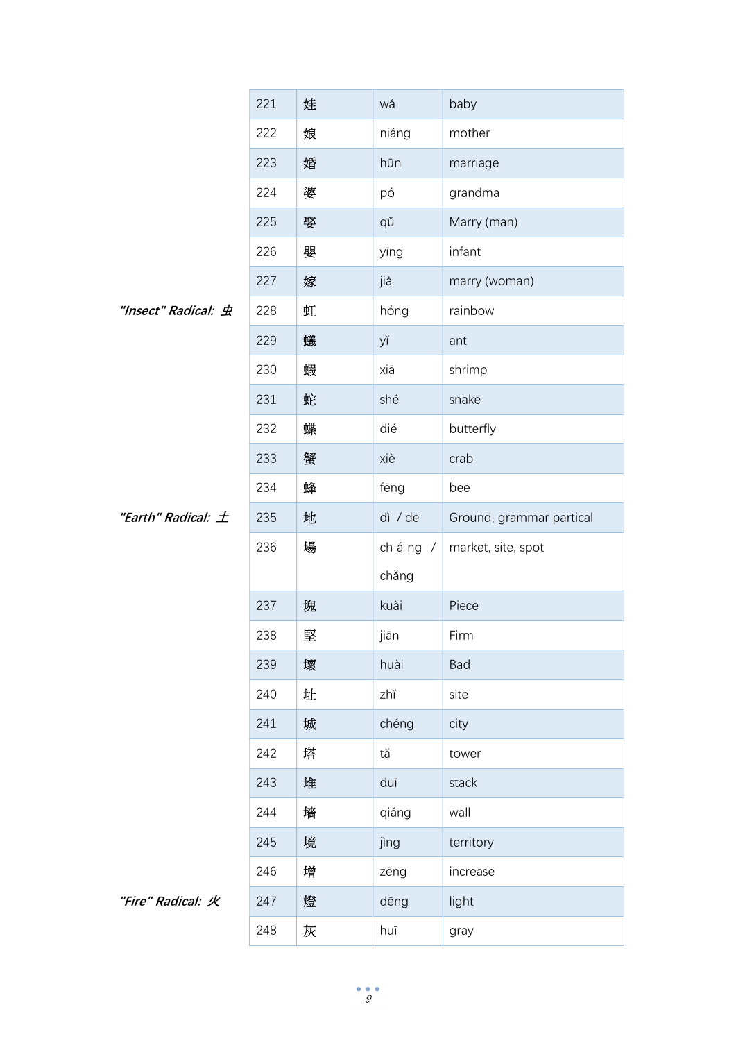| | | | | |
|---|---|---|---|---|
| | 221 | 娃 | wá | baby |
| | 222 | 娘 | niáng | mother |
| | 223 | 婚 | hūn | marriage |
| | 224 | 婆 | pó | grandma |
| | 225 | 娶 | qǔ | Marry (man) |
| | 226 | 嬰 | yīng | infant |
| | 227 | 嫁 | jià | marry (woman) |
| *"Insect" Radical: 虫* | 228 | 虹 | hóng | rainbow |
| | 229 | 蟻 | yǐ | ant |
| | 230 | 蝦 | xiā | shrimp |
| | 231 | 蛇 | shé | snake |
| | 232 | 蝶 | dié | butterfly |
| | 233 | 蟹 | xiè | crab |
| | 234 | 蜂 | fēng | bee |
| *"Earth" Radical: 土* | 235 | 地 | dì / de | Ground, grammar partical |
| | 236 | 場 | ch á ng / chǎng | market, site, spot |
| | 237 | 塊 | kuài | Piece |
| | 238 | 堅 | jiān | Firm |
| | 239 | 壞 | huài | Bad |
| | 240 | 址 | zhǐ | site |
| | 241 | 城 | chéng | city |
| | 242 | 塔 | tǎ | tower |
| | 243 | 堆 | duī | stack |
| | 244 | 墻 | qiáng | wall |
| | 245 | 境 | jìng | territory |
| | 246 | 增 | zēng | increase |
| *"Fire" Radical: 火* | 247 | 燈 | dēng | light |
| | 248 | 灰 | huī | gray |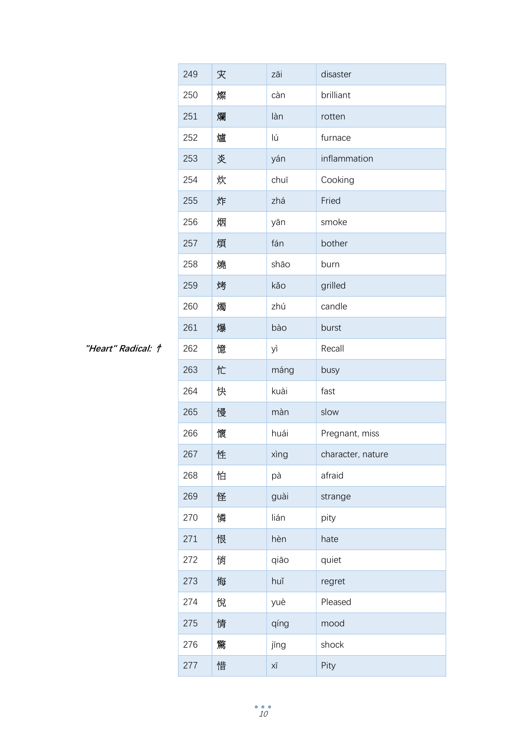| 249 | 灾 | zāi | disaster |
|---|---|---|---|
| 250 | 燦 | càn | brilliant |
| 251 | 爛 | làn | rotten |
| 252 | 爐 | lú | furnace |
| 253 | 炎 | yán | inflammation |
| 254 | 炊 | chuī | Cooking |
| 255 | 炸 | zhá | Fried |
| 256 | 烟 | yān | smoke |
| 257 | 煩 | fán | bother |
| 258 | 燒 | shāo | burn |
| 259 | 烤 | kǎo | grilled |
| 260 | 燭 | zhú | candle |
| 261 | 爆 | bào | burst |

*"Heart" Radical: 忄*

| 262 | 憶 | yì | Recall |
|---|---|---|---|
| 263 | 忙 | máng | busy |
| 264 | 快 | kuài | fast |
| 265 | 慢 | màn | slow |
| 266 | 懷 | huái | Pregnant, miss |
| 267 | 性 | xìng | character, nature |
| 268 | 怕 | pà | afraid |
| 269 | 怪 | guài | strange |
| 270 | 憐 | lián | pity |
| 271 | 恨 | hèn | hate |
| 272 | 悄 | qiāo | quiet |
| 273 | 悔 | huǐ | regret |
| 274 | 悅 | yuè | Pleased |
| 275 | 情 | qíng | mood |
| 276 | 驚 | jīng | shock |
| 277 | 惜 | xī | Pity |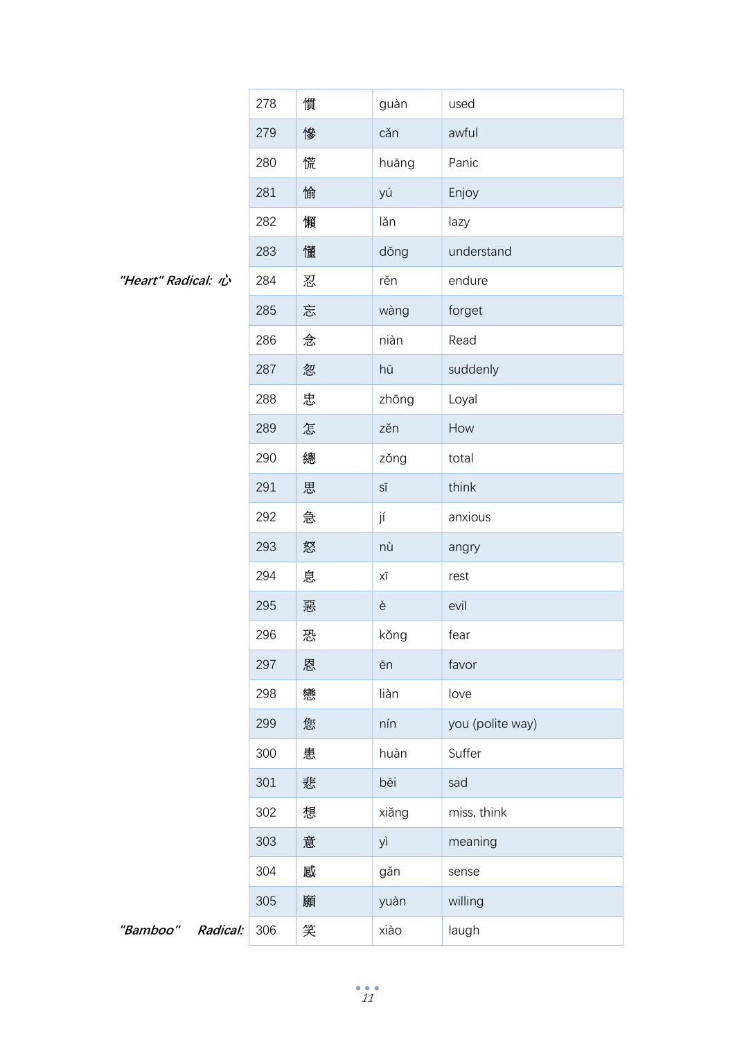| | | | | |
|---|---|---|---|---|
| | 278 | 慣 | guàn | used |
| | 279 | 惨 | cǎn | awful |
| | 280 | 慌 | huāng | Panic |
| | 281 | 愉 | yú | Enjoy |
| | 282 | 懶 | lǎn | lazy |
| | 283 | 懂 | dǒng | understand |
| *"Heart" Radical: 心* | 284 | 忍 | rěn | endure |
| | 285 | 忘 | wàng | forget |
| | 286 | 念 | niàn | Read |
| | 287 | 忽 | hū | suddenly |
| | 288 | 忠 | zhōng | Loyal |
| | 289 | 怎 | zěn | How |
| | 290 | 總 | zǒng | total |
| | 291 | 思 | sī | think |
| | 292 | 急 | jí | anxious |
| | 293 | 怒 | nù | angry |
| | 294 | 息 | xī | rest |
| | 295 | 惡 | è | evil |
| | 296 | 恐 | kǒng | fear |
| | 297 | 恩 | ēn | favor |
| | 298 | 戀 | liàn | love |
| | 299 | 您 | nín | you (polite way) |
| | 300 | 患 | huàn | Suffer |
| | 301 | 悲 | bēi | sad |
| | 302 | 想 | xiǎng | miss, think |
| | 303 | 意 | yì | meaning |
| | 304 | 感 | gǎn | sense |
| | 305 | 願 | yuàn | willing |
| *"Bamboo" Radical:* | 306 | 笑 | xiào | laugh |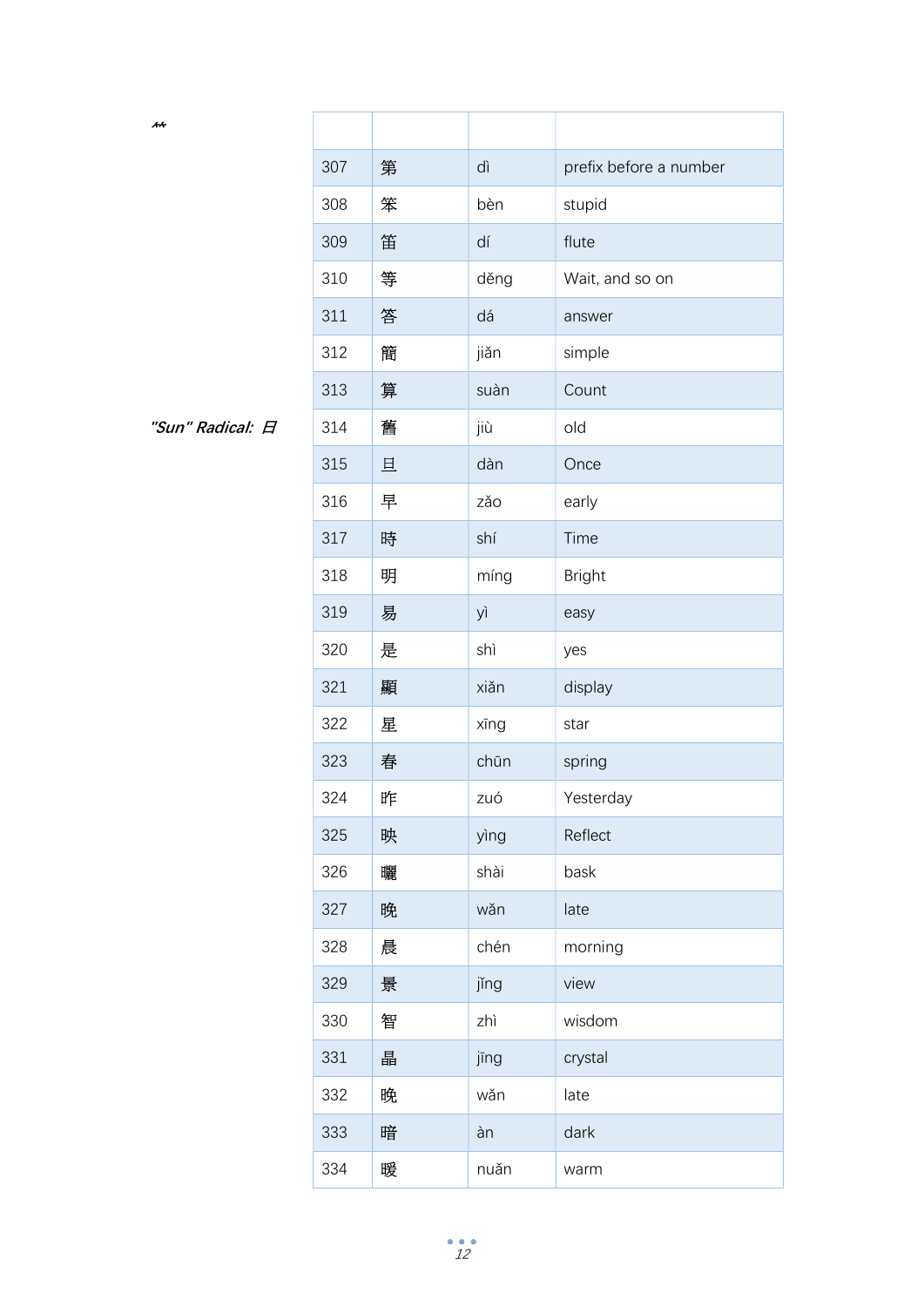⺮

| | | | |
|---|---|---|---|
| 307 | 第 | dì | prefix before a number |
| 308 | 笨 | bèn | stupid |
| 309 | 笛 | dí | flute |
| 310 | 等 | děng | Wait, and so on |
| 311 | 答 | dá | answer |
| 312 | 簡 | jiǎn | simple |
| 313 | 算 | suàn | Count |

*"Sun" Radical: 日*

| | | | |
|---|---|---|---|
| 314 | 舊 | jiù | old |
| 315 | 旦 | dàn | Once |
| 316 | 早 | zǎo | early |
| 317 | 時 | shí | Time |
| 318 | 明 | míng | Bright |
| 319 | 易 | yì | easy |
| 320 | 是 | shì | yes |
| 321 | 顯 | xiǎn | display |
| 322 | 星 | xīng | star |
| 323 | 春 | chūn | spring |
| 324 | 昨 | zuó | Yesterday |
| 325 | 映 | yìng | Reflect |
| 326 | 曬 | shài | bask |
| 327 | 晚 | wǎn | late |
| 328 | 晨 | chén | morning |
| 329 | 景 | jǐng | view |
| 330 | 智 | zhì | wisdom |
| 331 | 晶 | jīng | crystal |
| 332 | 晚 | wǎn | late |
| 333 | 暗 | àn | dark |
| 334 | 暖 | nuǎn | warm |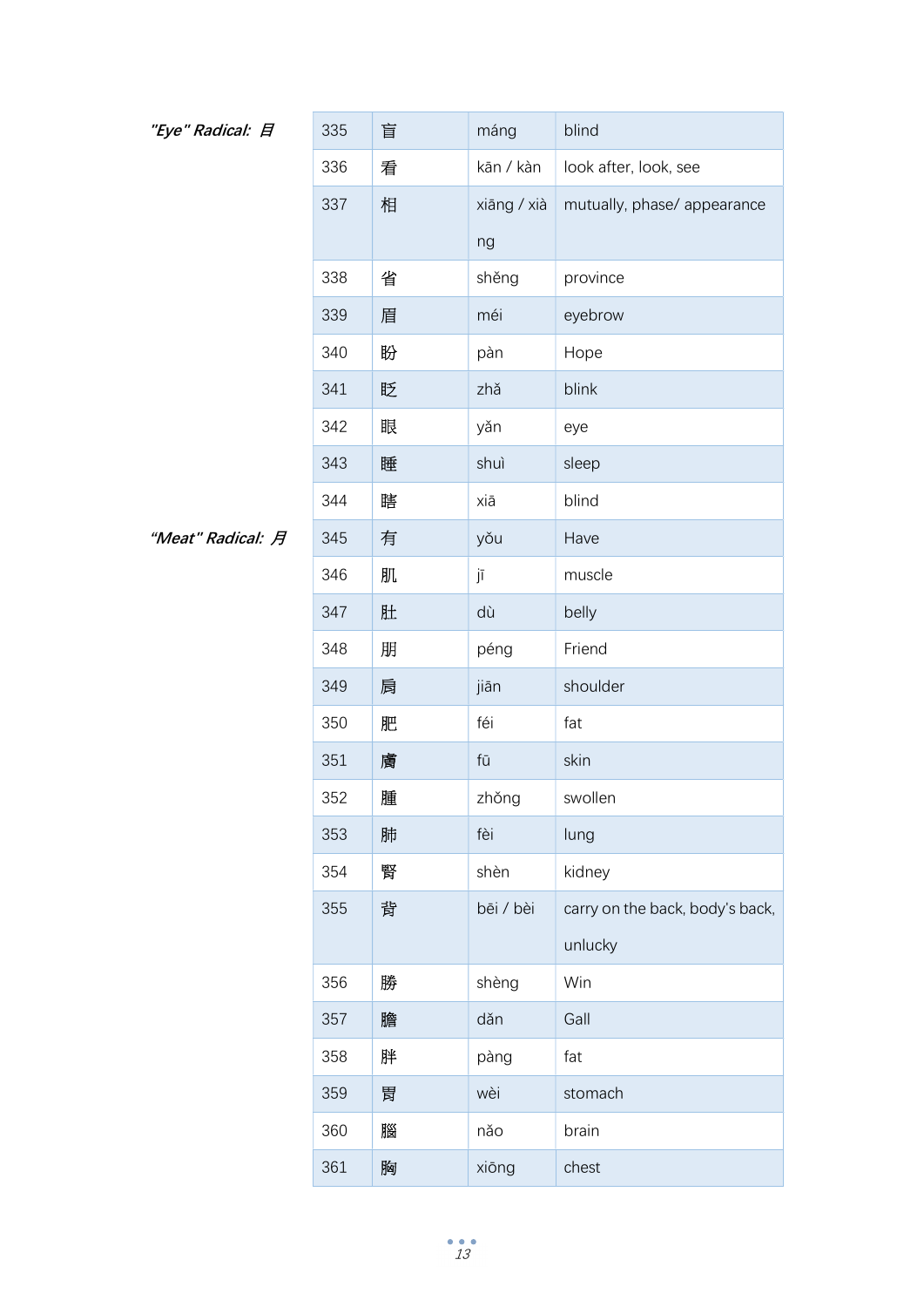*"Eye" Radical: 目*

| 335 | 盲 | máng | blind |
|---|---|---|---|
| 336 | 看 | kān / kàn | look after, look, see |
| 337 | 相 | xiāng / xiàng | mutually, phase/ appearance |
| 338 | 省 | shěng | province |
| 339 | 眉 | méi | eyebrow |
| 340 | 盼 | pàn | Hope |
| 341 | 眨 | zhǎ | blink |
| 342 | 眼 | yǎn | eye |
| 343 | 睡 | shuì | sleep |
| 344 | 瞎 | xiā | blind |

*"Meat" Radical: 月*

| 345 | 有 | yǒu | Have |
|---|---|---|---|
| 346 | 肌 | jī | muscle |
| 347 | 肚 | dù | belly |
| 348 | 朋 | péng | Friend |
| 349 | 肩 | jiān | shoulder |
| 350 | 肥 | féi | fat |
| 351 | 膚 | fū | skin |
| 352 | 腫 | zhǒng | swollen |
| 353 | 肺 | fèi | lung |
| 354 | 腎 | shèn | kidney |
| 355 | 背 | bēi / bèi | carry on the back, body's back, unlucky |
| 356 | 勝 | shèng | Win |
| 357 | 膽 | dǎn | Gall |
| 358 | 胖 | pàng | fat |
| 359 | 胃 | wèi | stomach |
| 360 | 腦 | nǎo | brain |
| 361 | 胸 | xiōng | chest |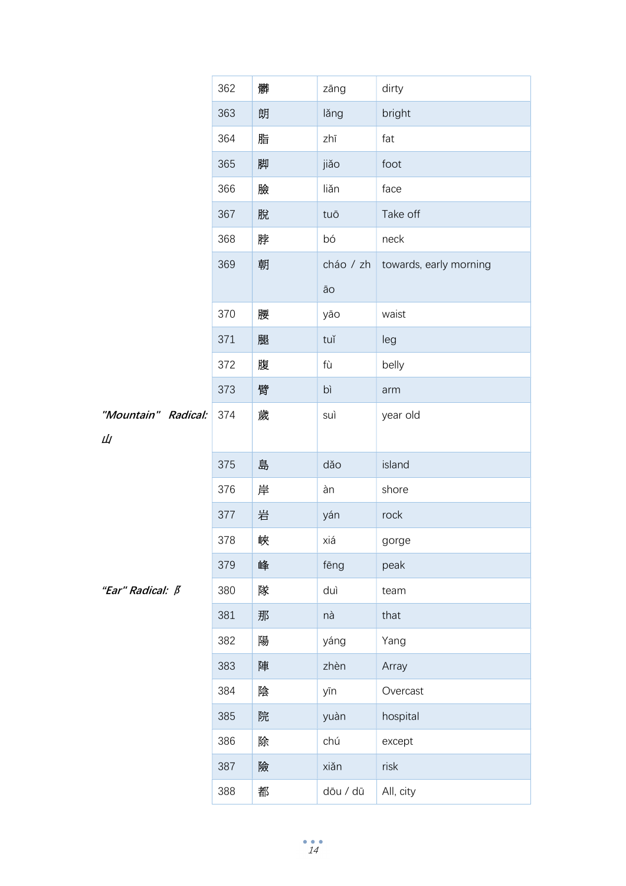| 362 | 髒 | zāng | dirty |
|---|---|---|---|
| 363 | 朗 | lǎng | bright |
| 364 | 脂 | zhī | fat |
| 365 | 脚 | jiǎo | foot |
| 366 | 臉 | liǎn | face |
| 367 | 脫 | tuō | Take off |
| 368 | 脖 | bó | neck |
| 369 | 朝 | cháo / zhāo | towards, early morning |
| 370 | 腰 | yāo | waist |
| 371 | 腿 | tuǐ | leg |
| 372 | 腹 | fù | belly |
| 373 | 臂 | bì | arm |

***"Mountain" Radical: 山***

| 374 | 歲 | suì | year old |
|---|---|---|---|
| 375 | 島 | dǎo | island |
| 376 | 岸 | àn | shore |
| 377 | 岩 | yán | rock |
| 378 | 峽 | xiá | gorge |
| 379 | 峰 | fēng | peak |

***"Ear" Radical: 阝***

| 380 | 隊 | duì | team |
|---|---|---|---|
| 381 | 那 | nà | that |
| 382 | 陽 | yáng | Yang |
| 383 | 陣 | zhèn | Array |
| 384 | 陰 | yīn | Overcast |
| 385 | 院 | yuàn | hospital |
| 386 | 除 | chú | except |
| 387 | 險 | xiǎn | risk |
| 388 | 都 | dōu / dū | All, city |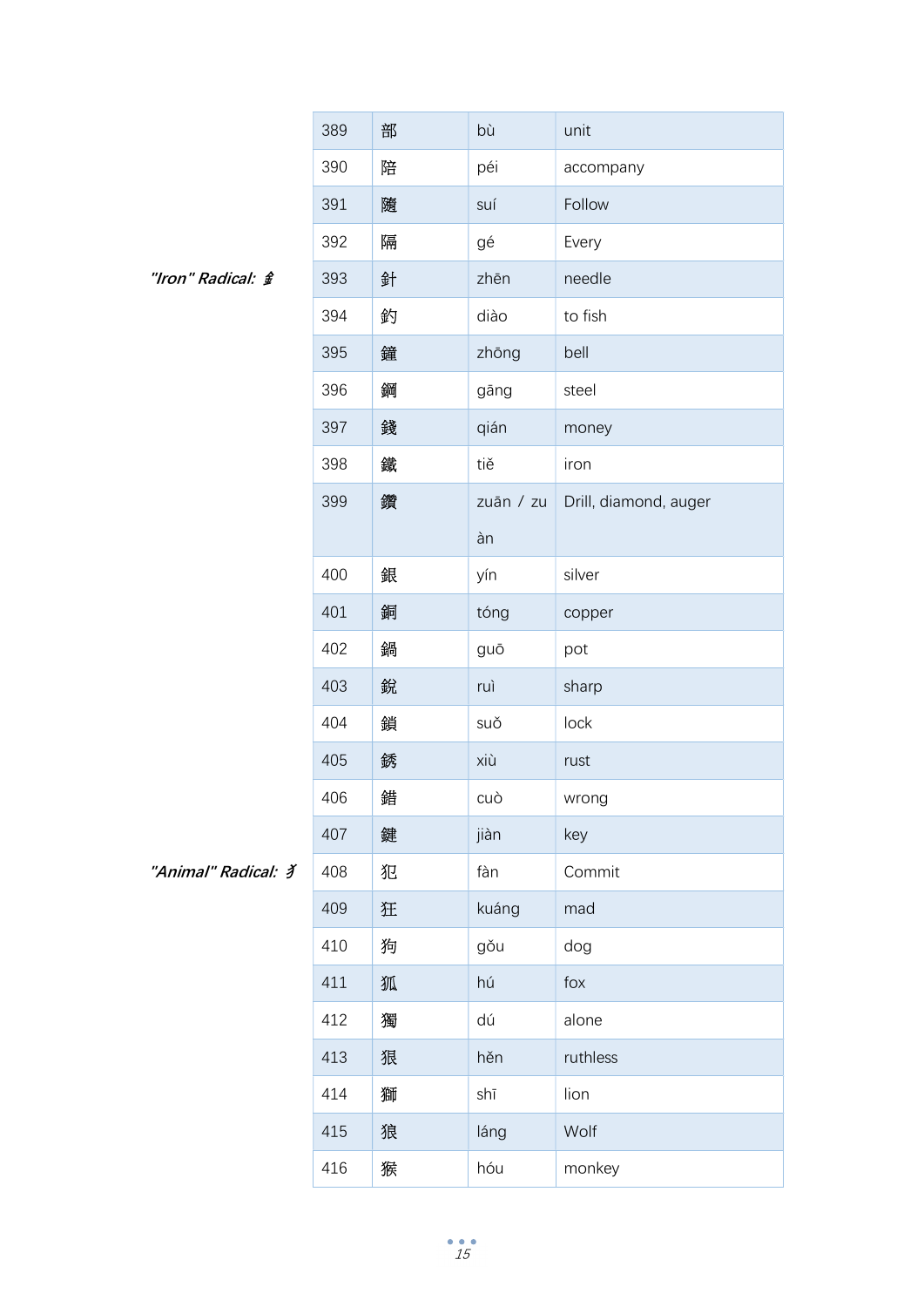| | | | | |
|---|---|---|---|---|
| | 389 | 部 | bù | unit |
| | 390 | 陪 | péi | accompany |
| | 391 | 隨 | suí | Follow |
| | 392 | 隔 | gé | Every |
| *"Iron" Radical: 釒* | 393 | 針 | zhēn | needle |
| | 394 | 釣 | diào | to fish |
| | 395 | 鐘 | zhōng | bell |
| | 396 | 鋼 | gāng | steel |
| | 397 | 錢 | qián | money |
| | 398 | 鐵 | tiě | iron |
| | 399 | 鑽 | zuān / zuàn | Drill, diamond, auger |
| | 400 | 銀 | yín | silver |
| | 401 | 銅 | tóng | copper |
| | 402 | 鍋 | guō | pot |
| | 403 | 銳 | ruì | sharp |
| | 404 | 鎖 | suǒ | lock |
| | 405 | 銹 | xiù | rust |
| | 406 | 錯 | cuò | wrong |
| | 407 | 鍵 | jiàn | key |
| *"Animal" Radical: 犭* | 408 | 犯 | fàn | Commit |
| | 409 | 狂 | kuáng | mad |
| | 410 | 狗 | gǒu | dog |
| | 411 | 狐 | hú | fox |
| | 412 | 獨 | dú | alone |
| | 413 | 狠 | hěn | ruthless |
| | 414 | 獅 | shī | lion |
| | 415 | 狼 | láng | Wolf |
| | 416 | 猴 | hóu | monkey |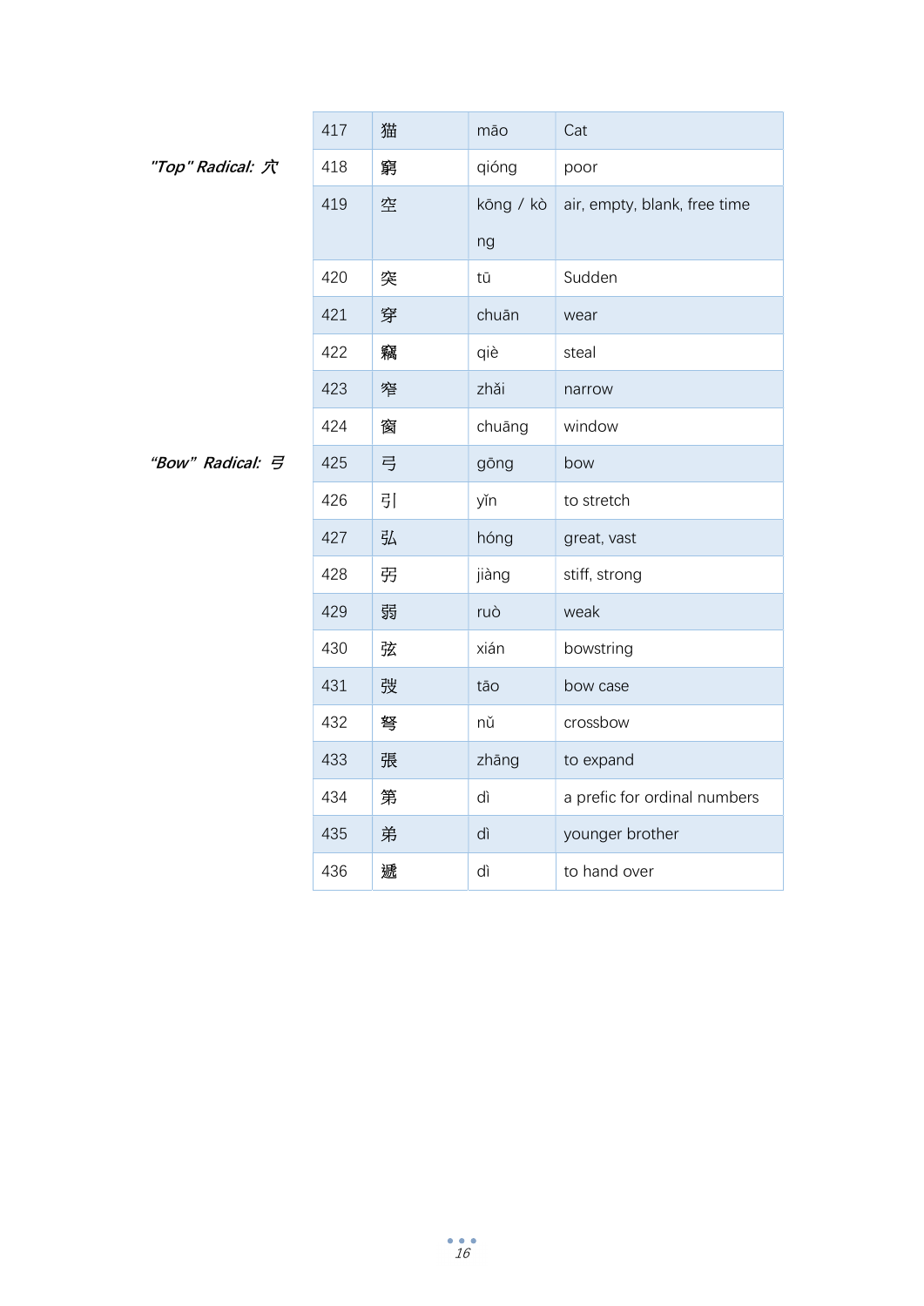*"Top" Radical: 穴*

| | | | |
|---|---|---|---|
| 417 | 猫 | māo | Cat |
| 418 | 窮 | qióng | poor |
| 419 | 空 | kōng / kòng | air, empty, blank, free time |
| 420 | 突 | tū | Sudden |
| 421 | 穿 | chuān | wear |
| 422 | 竊 | qiè | steal |
| 423 | 窄 | zhǎi | narrow |
| 424 | 窗 | chuāng | window |

*"Bow" Radical: 弓*

| | | | |
|---|---|---|---|
| 425 | 弓 | gōng | bow |
| 426 | 引 | yǐn | to stretch |
| 427 | 弘 | hóng | great, vast |
| 428 | 弜 | jiàng | stiff, strong |
| 429 | 弱 | ruò | weak |
| 430 | 弦 | xián | bowstring |
| 431 | 弢 | tāo | bow case |
| 432 | 弩 | nǔ | crossbow |
| 433 | 張 | zhāng | to expand |
| 434 | 第 | dì | a prefic for ordinal numbers |
| 435 | 弟 | dì | younger brother |
| 436 | 遞 | dì | to hand over |